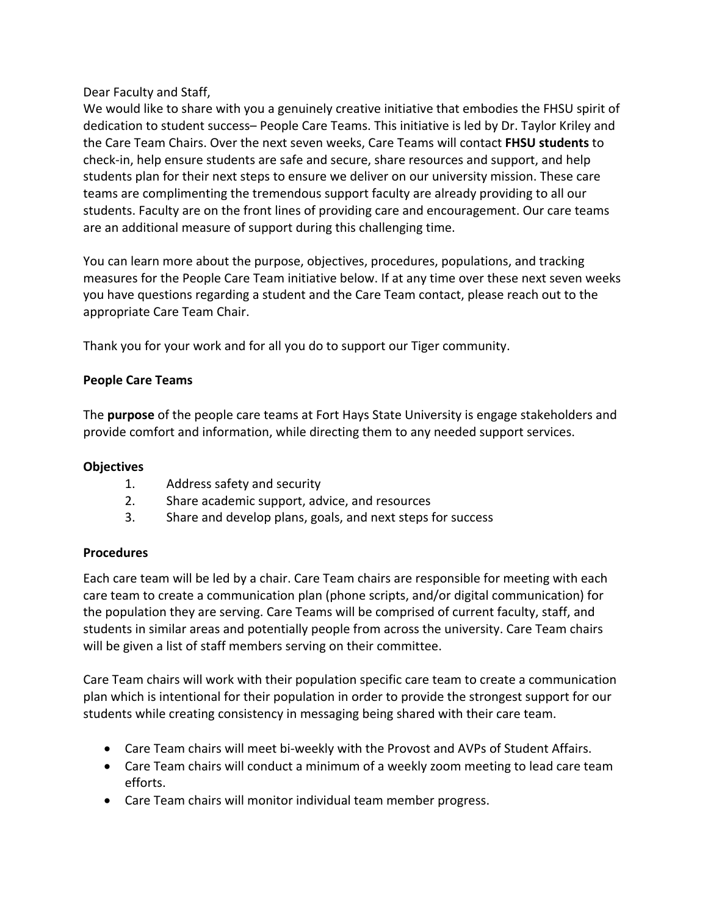Dear Faculty and Staff,

We would like to share with you a genuinely creative initiative that embodies the FHSU spirit of dedication to student success– People Care Teams. This initiative is led by Dr. Taylor Kriley and the Care Team Chairs. Over the next seven weeks, Care Teams will contact **FHSU students** to check-in, help ensure students are safe and secure, share resources and support, and help students plan for their next steps to ensure we deliver on our university mission. These care teams are complimenting the tremendous support faculty are already providing to all our students. Faculty are on the front lines of providing care and encouragement. Our care teams are an additional measure of support during this challenging time.

You can learn more about the purpose, objectives, procedures, populations, and tracking measures for the People Care Team initiative below. If at any time over these next seven weeks you have questions regarding a student and the Care Team contact, please reach out to the appropriate Care Team Chair.

Thank you for your work and for all you do to support our Tiger community.

**People Care Teams**

The **purpose** of the people care teams at Fort Hays State University is engage stakeholders and provide comfort and information, while directing them to any needed support services.

**Objectives**

1. Address safety and security
2. Share academic support, advice, and resources
3. Share and develop plans, goals, and next steps for success

**Procedures**

Each care team will be led by a chair. Care Team chairs are responsible for meeting with each care team to create a communication plan (phone scripts, and/or digital communication) for the population they are serving. Care Teams will be comprised of current faculty, staff, and students in similar areas and potentially people from across the university. Care Team chairs will be given a list of staff members serving on their committee.

Care Team chairs will work with their population specific care team to create a communication plan which is intentional for their population in order to provide the strongest support for our students while creating consistency in messaging being shared with their care team.

- Care Team chairs will meet bi-weekly with the Provost and AVPs of Student Affairs.
- Care Team chairs will conduct a minimum of a weekly zoom meeting to lead care team efforts.
- Care Team chairs will monitor individual team member progress.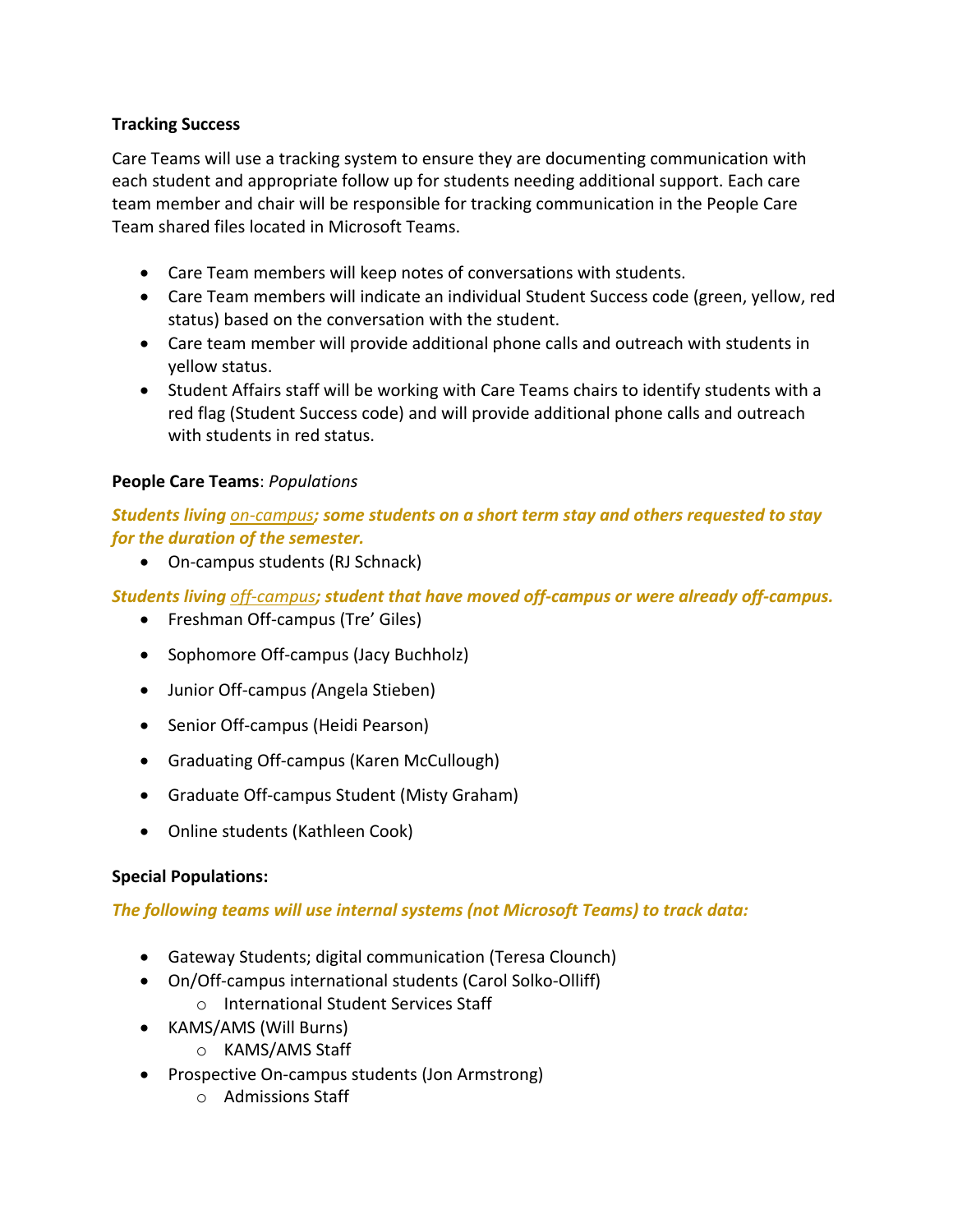**Tracking Success**

Care Teams will use a tracking system to ensure they are documenting communication with each student and appropriate follow up for students needing additional support. Each care team member and chair will be responsible for tracking communication in the People Care Team shared files located in Microsoft Teams.

- Care Team members will keep notes of conversations with students.
- Care Team members will indicate an individual Student Success code (green, yellow, red status) based on the conversation with the student.
- Care team member will provide additional phone calls and outreach with students in yellow status.
- Student Affairs staff will be working with Care Teams chairs to identify students with a red flag (Student Success code) and will provide additional phone calls and outreach with students in red status.

**People Care Teams**: *Populations*

***Students living <u>on-campus</u>; some students on a short term stay and others requested to stay for the duration of the semester.***

- On-campus students (RJ Schnack)

***Students living <u>off-campus</u>; student that have moved off-campus or were already off-campus.***

- Freshman Off-campus (Tre' Giles)
- Sophomore Off-campus (Jacy Buchholz)
- Junior Off-campus *(*Angela Stieben)
- Senior Off-campus (Heidi Pearson)
- Graduating Off-campus (Karen McCullough)
- Graduate Off-campus Student (Misty Graham)
- Online students (Kathleen Cook)

**Special Populations:**

***The following teams will use internal systems (not Microsoft Teams) to track data:***

- Gateway Students; digital communication (Teresa Clounch)
- On/Off-campus international students (Carol Solko-Olliff)
  - International Student Services Staff
- KAMS/AMS (Will Burns)
  - KAMS/AMS Staff
- Prospective On-campus students (Jon Armstrong)
  - Admissions Staff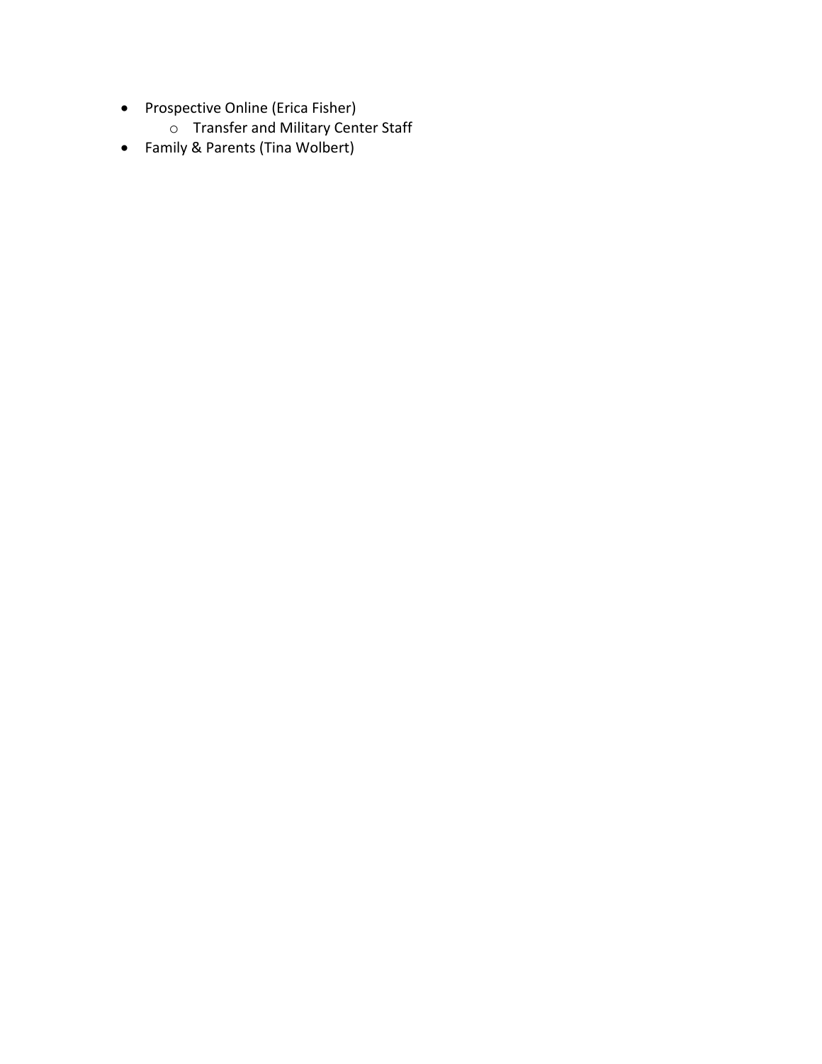- Prospective Online (Erica Fisher)
    - Transfer and Military Center Staff
- Family & Parents (Tina Wolbert)